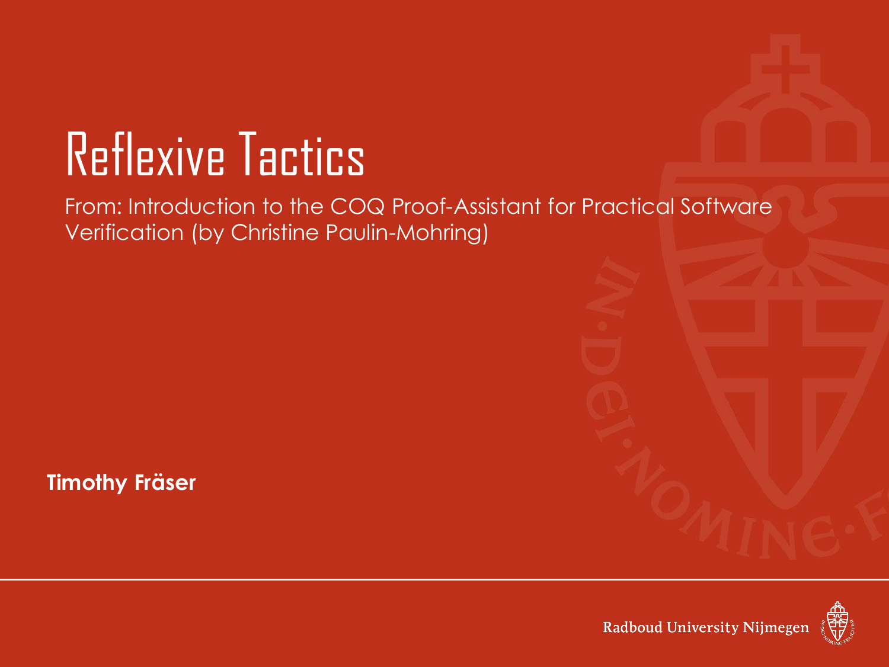# Reflexive Tactics

From: Introduction to the COQ Proof-Assistant for Practical Software Verification (by Christine Paulin-Mohring)

**Timothy Fräser**

Radboud University Nijmegen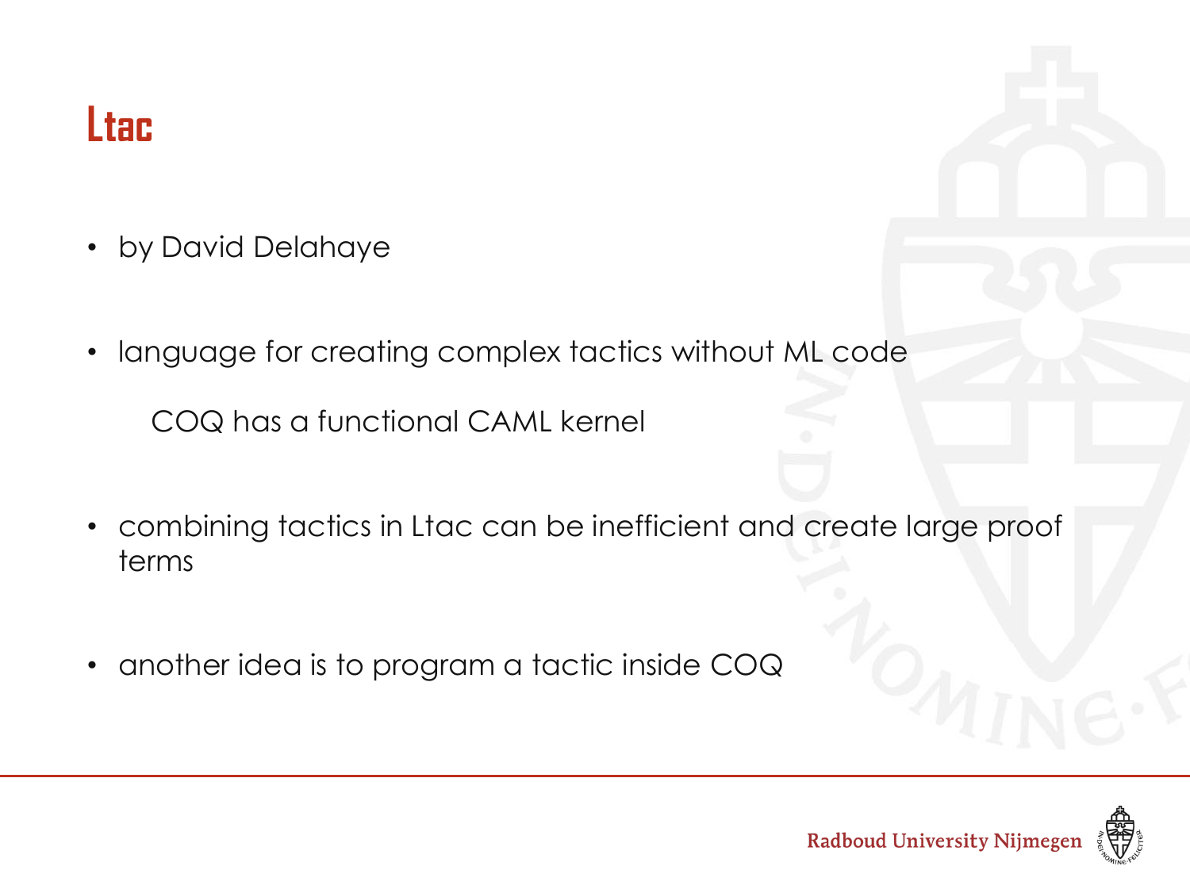# Ltac

- by David Delahaye

- language for creating complex tactics without ML code

  COQ has a functional CAML kernel

- combining tactics in Ltac can be inefficient and create large proof terms

- another idea is to program a tactic inside COQ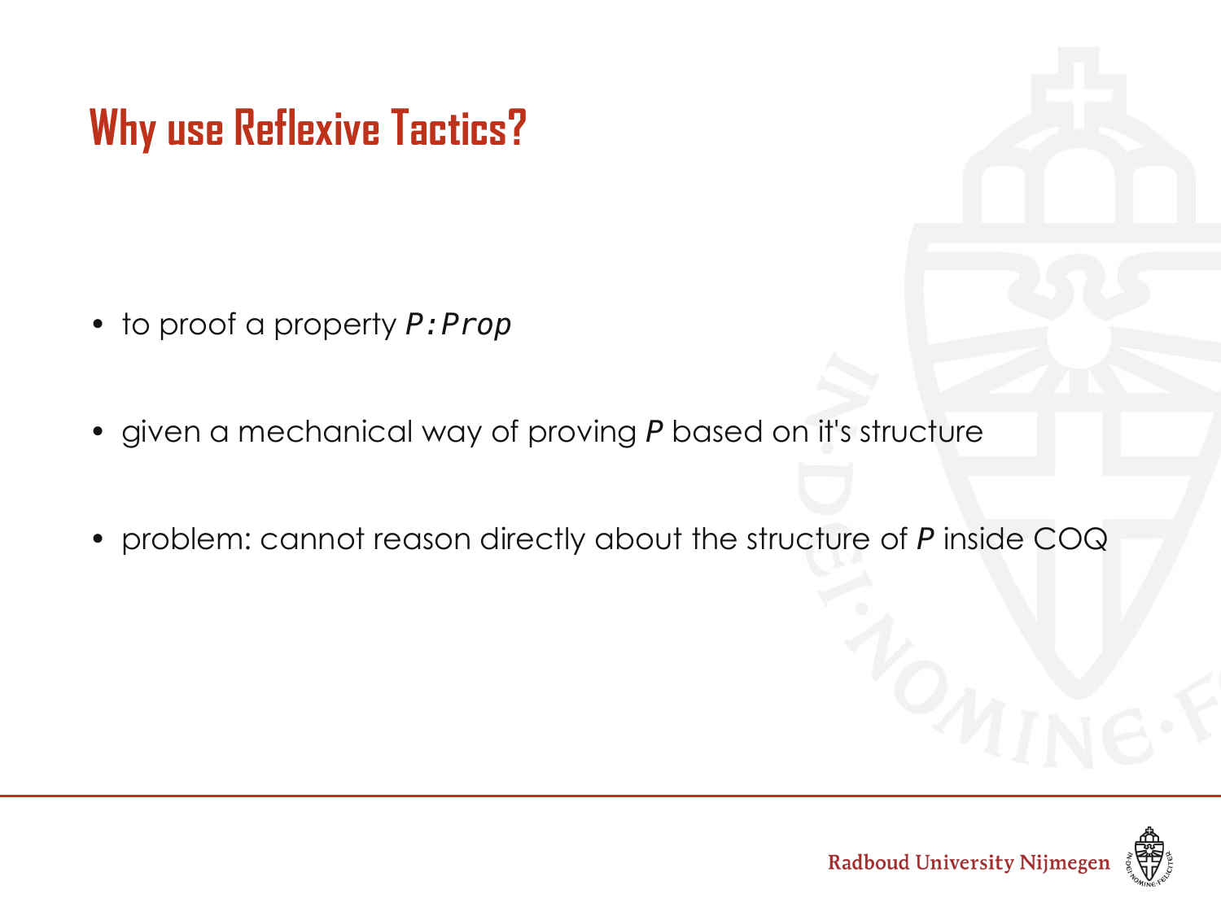# Why use Reflexive Tactics?

- to proof a property ***`P:Prop`***
- given a mechanical way of proving ***P*** based on it's structure
- problem: cannot reason directly about the structure of ***P*** inside COQ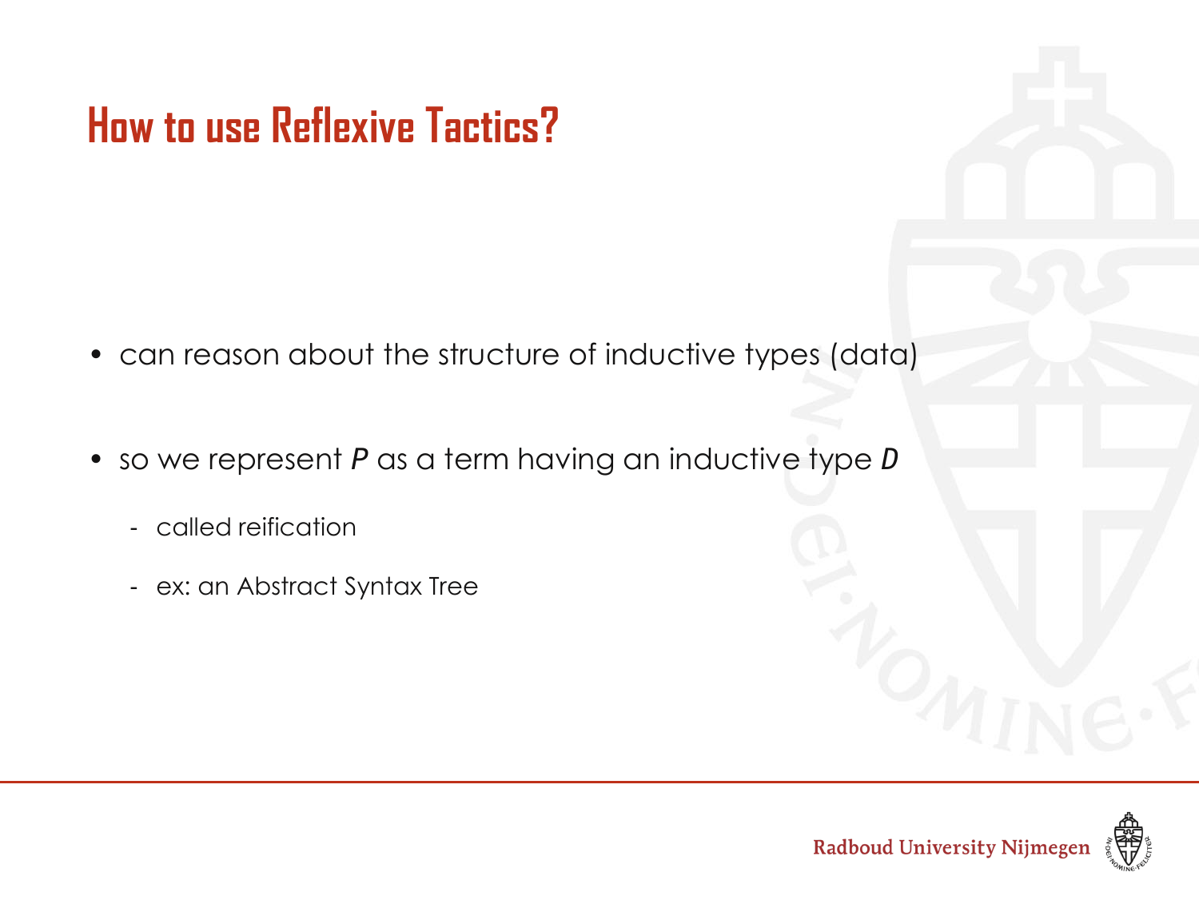# How to use Reflexive Tactics?

- can reason about the structure of inductive types (data)
- so we represent *P* as a term having an inductive type *D*
  - called reification
  - ex: an Abstract Syntax Tree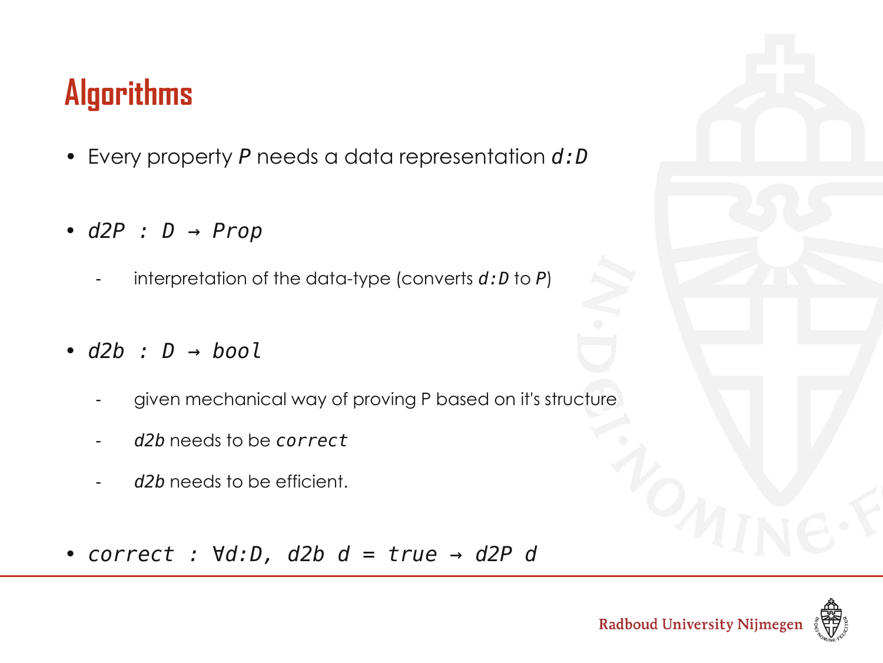# Algorithms

- Every property *P* needs a data representation `d:D`

- `d2P : D → Prop`

  - interpretation of the data-type (converts `d:D` to *P*)

- `d2b : D → bool`

  - given mechanical way of proving P based on it's structure
  - `d2b` needs to be `correct`
  - `d2b` needs to be efficient.

- `correct : ∀d:D, d2b d = true → d2P d`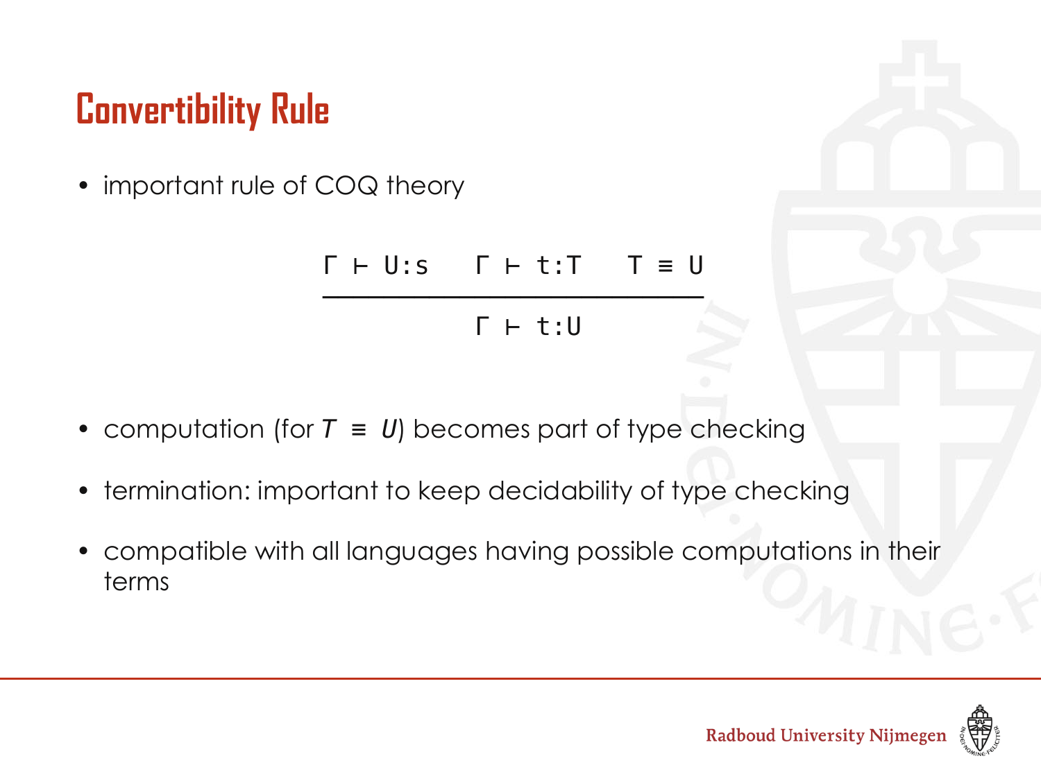# Convertibility Rule

- important rule of COQ theory

$$\frac{\Gamma \vdash U : s \qquad \Gamma \vdash t : T \qquad T \equiv U}{\Gamma \vdash t : U}$$

- computation (for $T \equiv U$) becomes part of type checking
- termination: important to keep decidability of type checking
- compatible with all languages having possible computations in their terms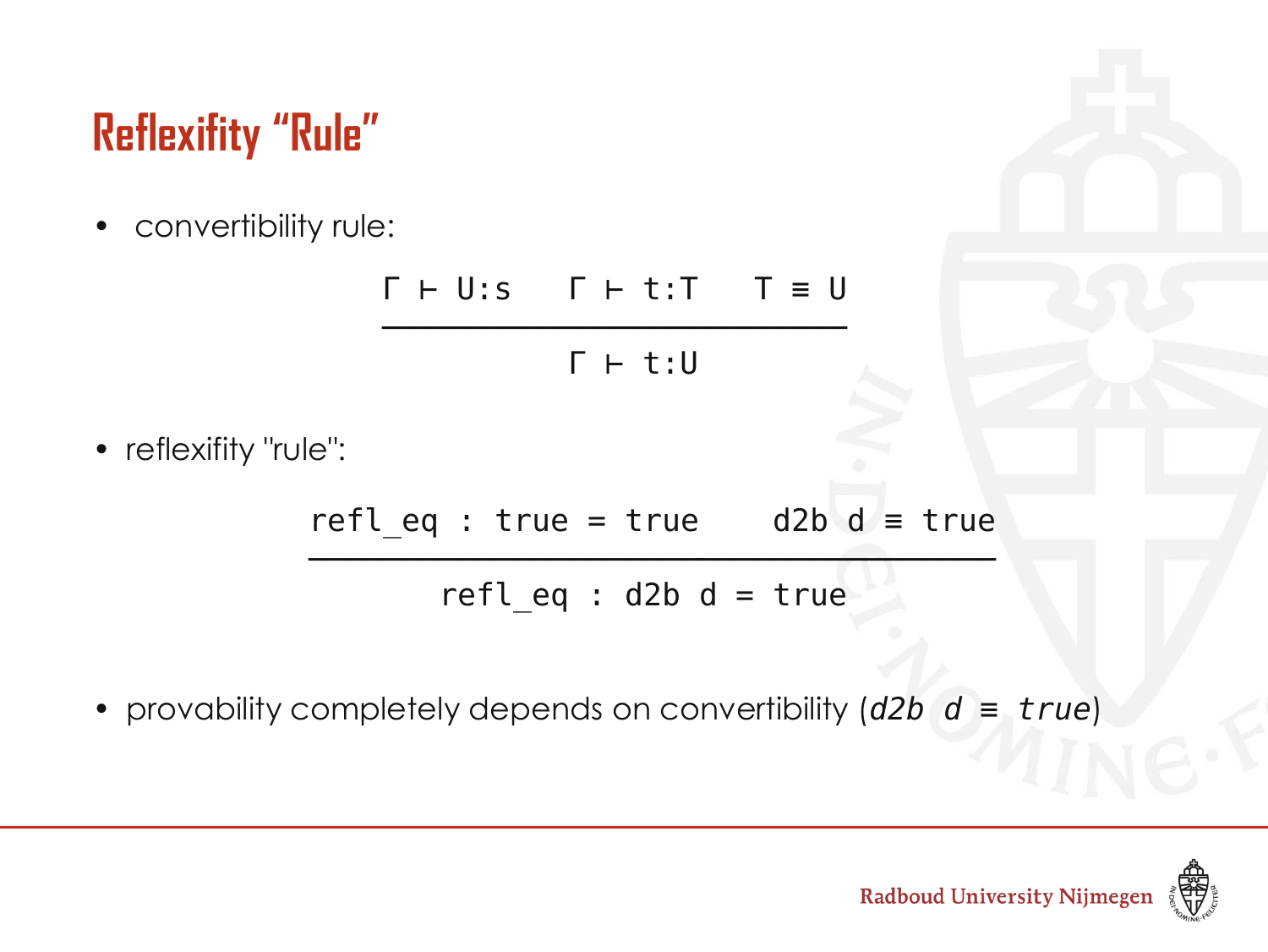# Reflexifity "Rule"

- convertibility rule:

$$\frac{\Gamma \vdash U{:}s \qquad \Gamma \vdash t{:}T \qquad T \equiv U}{\Gamma \vdash t{:}U}$$

- reflexifity "rule":

```
refl_eq : true = true     d2b d ≡ true
--------------------------------------
      refl_eq : d2b d = true
```

- provability completely depends on convertibility (*d2b d ≡ true*)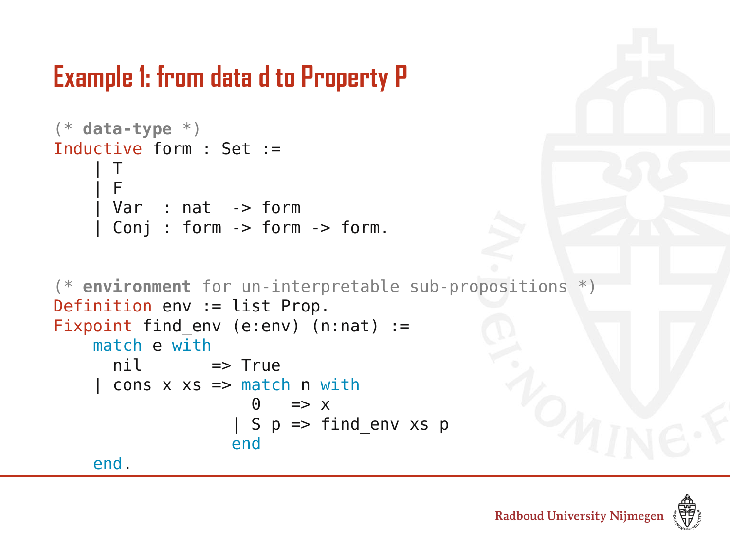# Example 1: from data d to Property P

```
(* data-type *)
Inductive form : Set :=
    | T
    | F
    | Var  : nat  -> form
    | Conj : form -> form -> form.


(* environment for un-interpretable sub-propositions *)
Definition env := list Prop.
Fixpoint find_env (e:env) (n:nat) :=
    match e with
      nil       => True
    | cons x xs => match n with
                     0   => x
                   | S p => find_env xs p
                   end
    end.
```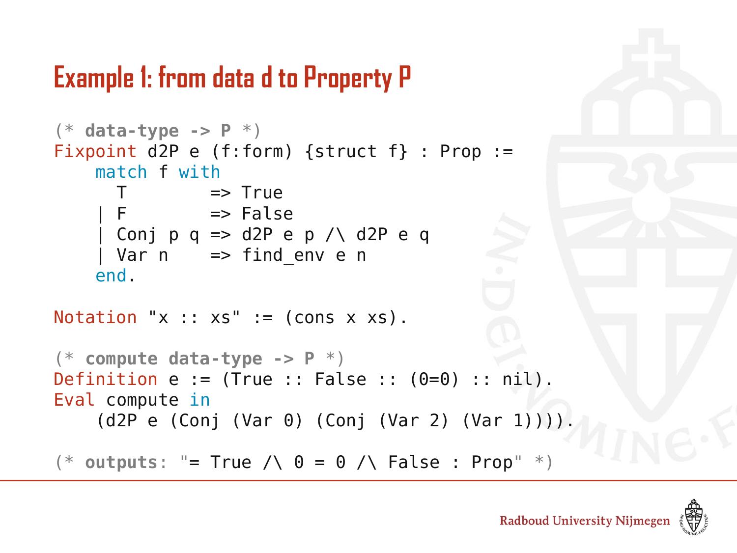# Example 1: from data d to Property P

```
(* data-type -> P *)
Fixpoint d2P e (f:form) {struct f} : Prop :=
    match f with
      T        => True
    | F        => False
    | Conj p q => d2P e p /\ d2P e q
    | Var n    => find_env e n
    end.

Notation "x :: xs" := (cons x xs).

(* compute data-type -> P *)
Definition e := (True :: False :: (0=0) :: nil).
Eval compute in
    (d2P e (Conj (Var 0) (Conj (Var 2) (Var 1)))).

(* outputs: "= True /\ 0 = 0 /\ False : Prop" *)
```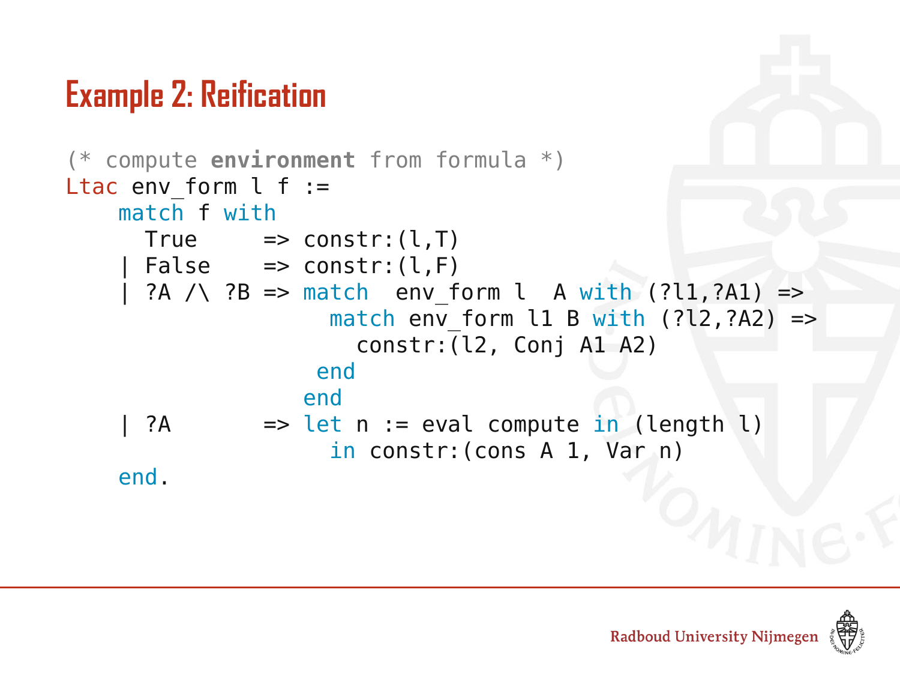# Example 2: Reification

```
(* compute environment from formula *)
Ltac env_form l f :=
    match f with
      True     => constr:(l,T)
    | False    => constr:(l,F)
    | ?A /\ ?B => match  env_form l  A with (?l1,?A1) =>
                    match env_form l1 B with (?l2,?A2) =>
                      constr:(l2, Conj A1 A2)
                   end
                  end
    | ?A       => let n := eval compute in (length l)
                    in constr:(cons A l, Var n)
    end.
```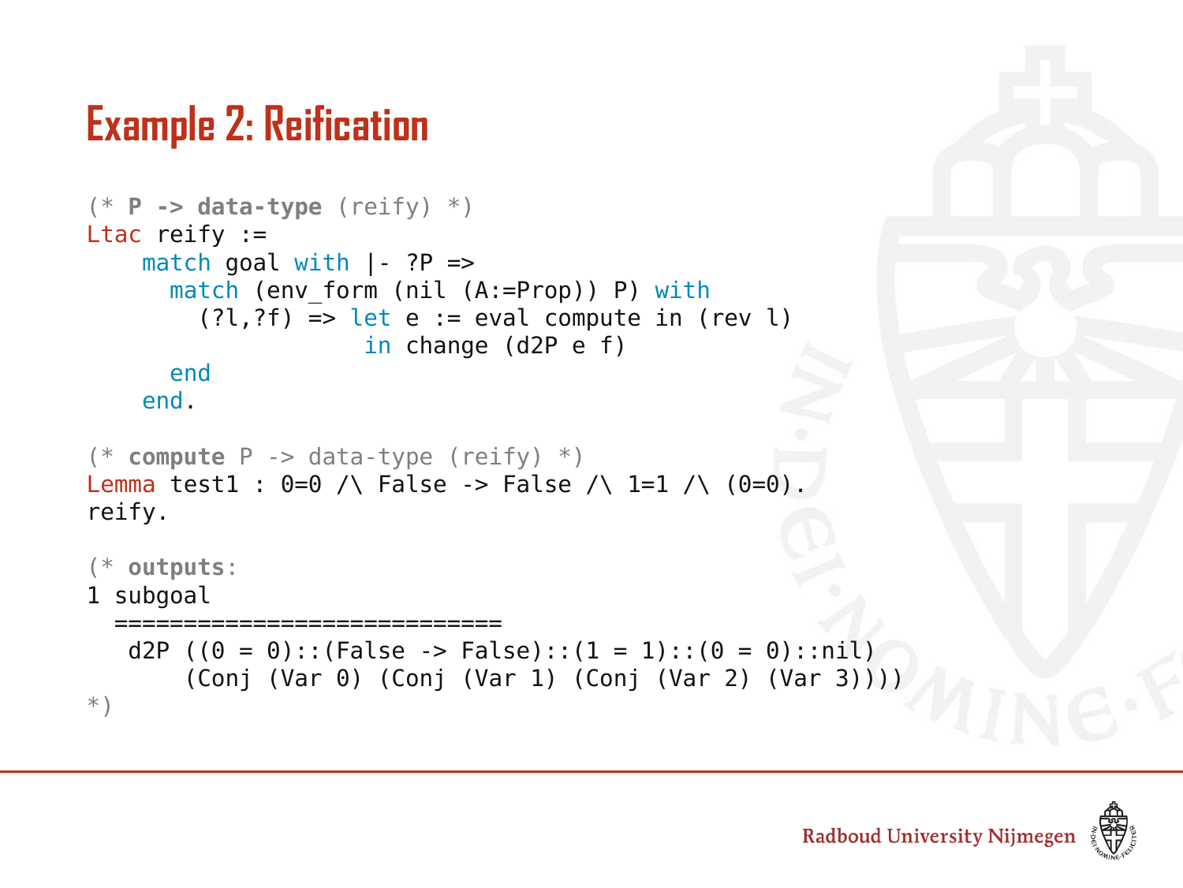# Example 2: Reification

```
(* P -> data-type (reify) *)
Ltac reify :=
    match goal with |- ?P =>
      match (env_form (nil (A:=Prop)) P) with
        (?l,?f) => let e := eval compute in (rev l)
                     in change (d2P e f)
      end
    end.

(* compute P -> data-type (reify) *)
Lemma test1 : 0=0 /\ False -> False /\ 1=1 /\ (0=0).
reify.

(* outputs:
1 subgoal
  ============================
   d2P ((0 = 0)::(False -> False)::(1 = 1)::(0 = 0)::nil)
       (Conj (Var 0) (Conj (Var 1) (Conj (Var 2) (Var 3))))
*)
```